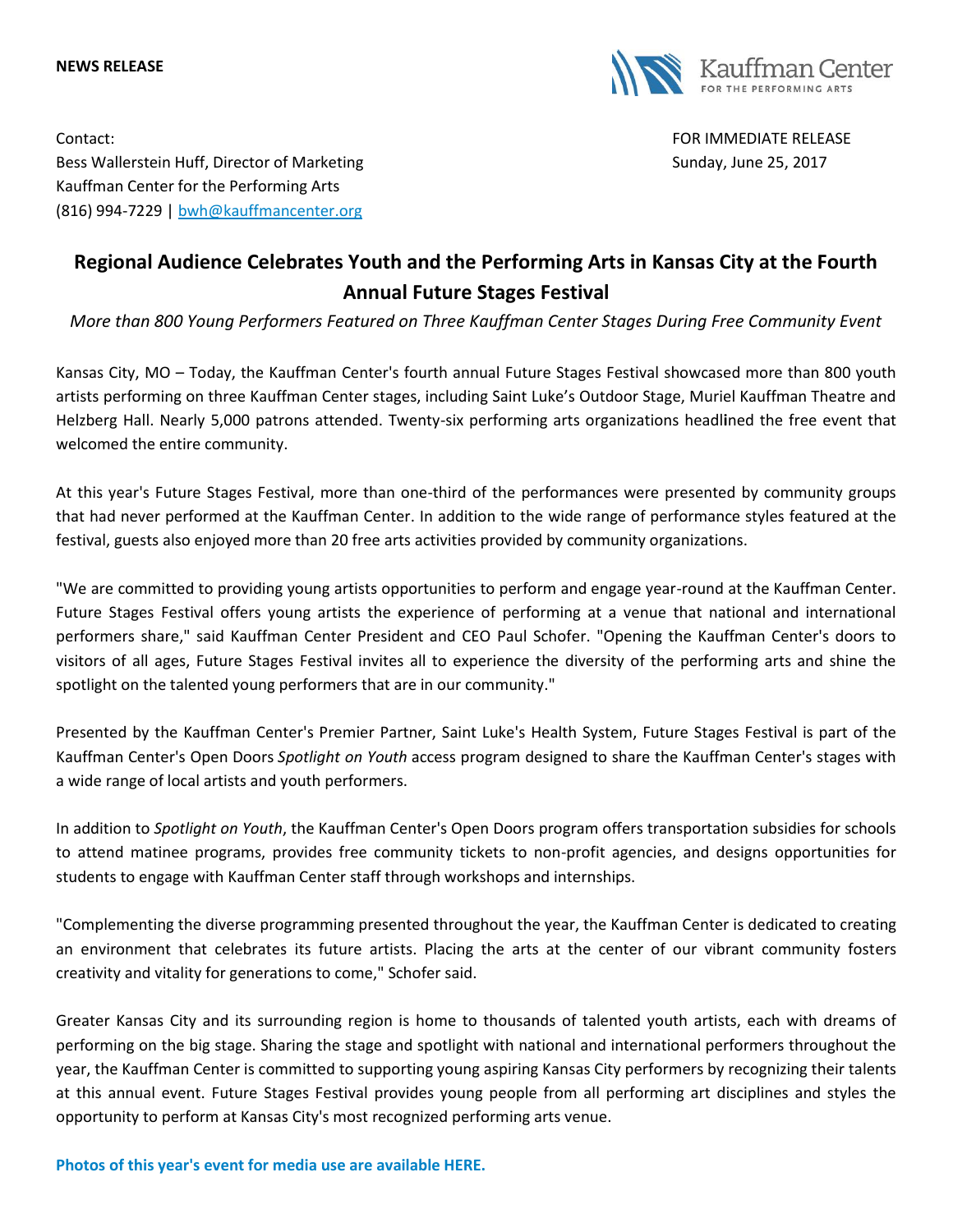**NEWS RELEASE**

Kauffman Center FOR THE PERFORMING ARTS

Contact:
Bess Wallerstein Huff, Director of Marketing
Kauffman Center for the Performing Arts
(816) 994-7229 | bwh@kauffmancenter.org

FOR IMMEDIATE RELEASE
Sunday, June 25, 2017

# Regional Audience Celebrates Youth and the Performing Arts in Kansas City at the Fourth Annual Future Stages Festival

*More than 800 Young Performers Featured on Three Kauffman Center Stages During Free Community Event*

Kansas City, MO – Today, the Kauffman Center's fourth annual Future Stages Festival showcased more than 800 youth artists performing on three Kauffman Center stages, including Saint Luke's Outdoor Stage, Muriel Kauffman Theatre and Helzberg Hall. Nearly 5,000 patrons attended. Twenty-six performing arts organizations headlined the free event that welcomed the entire community.

At this year's Future Stages Festival, more than one-third of the performances were presented by community groups that had never performed at the Kauffman Center. In addition to the wide range of performance styles featured at the festival, guests also enjoyed more than 20 free arts activities provided by community organizations.

"We are committed to providing young artists opportunities to perform and engage year-round at the Kauffman Center. Future Stages Festival offers young artists the experience of performing at a venue that national and international performers share," said Kauffman Center President and CEO Paul Schofer. "Opening the Kauffman Center's doors to visitors of all ages, Future Stages Festival invites all to experience the diversity of the performing arts and shine the spotlight on the talented young performers that are in our community."

Presented by the Kauffman Center's Premier Partner, Saint Luke's Health System, Future Stages Festival is part of the Kauffman Center's Open Doors *Spotlight on Youth* access program designed to share the Kauffman Center's stages with a wide range of local artists and youth performers.

In addition to *Spotlight on Youth*, the Kauffman Center's Open Doors program offers transportation subsidies for schools to attend matinee programs, provides free community tickets to non-profit agencies, and designs opportunities for students to engage with Kauffman Center staff through workshops and internships.

"Complementing the diverse programming presented throughout the year, the Kauffman Center is dedicated to creating an environment that celebrates its future artists. Placing the arts at the center of our vibrant community fosters creativity and vitality for generations to come," Schofer said.

Greater Kansas City and its surrounding region is home to thousands of talented youth artists, each with dreams of performing on the big stage. Sharing the stage and spotlight with national and international performers throughout the year, the Kauffman Center is committed to supporting young aspiring Kansas City performers by recognizing their talents at this annual event. Future Stages Festival provides young people from all performing art disciplines and styles the opportunity to perform at Kansas City's most recognized performing arts venue.

**Photos of this year's event for media use are available HERE.**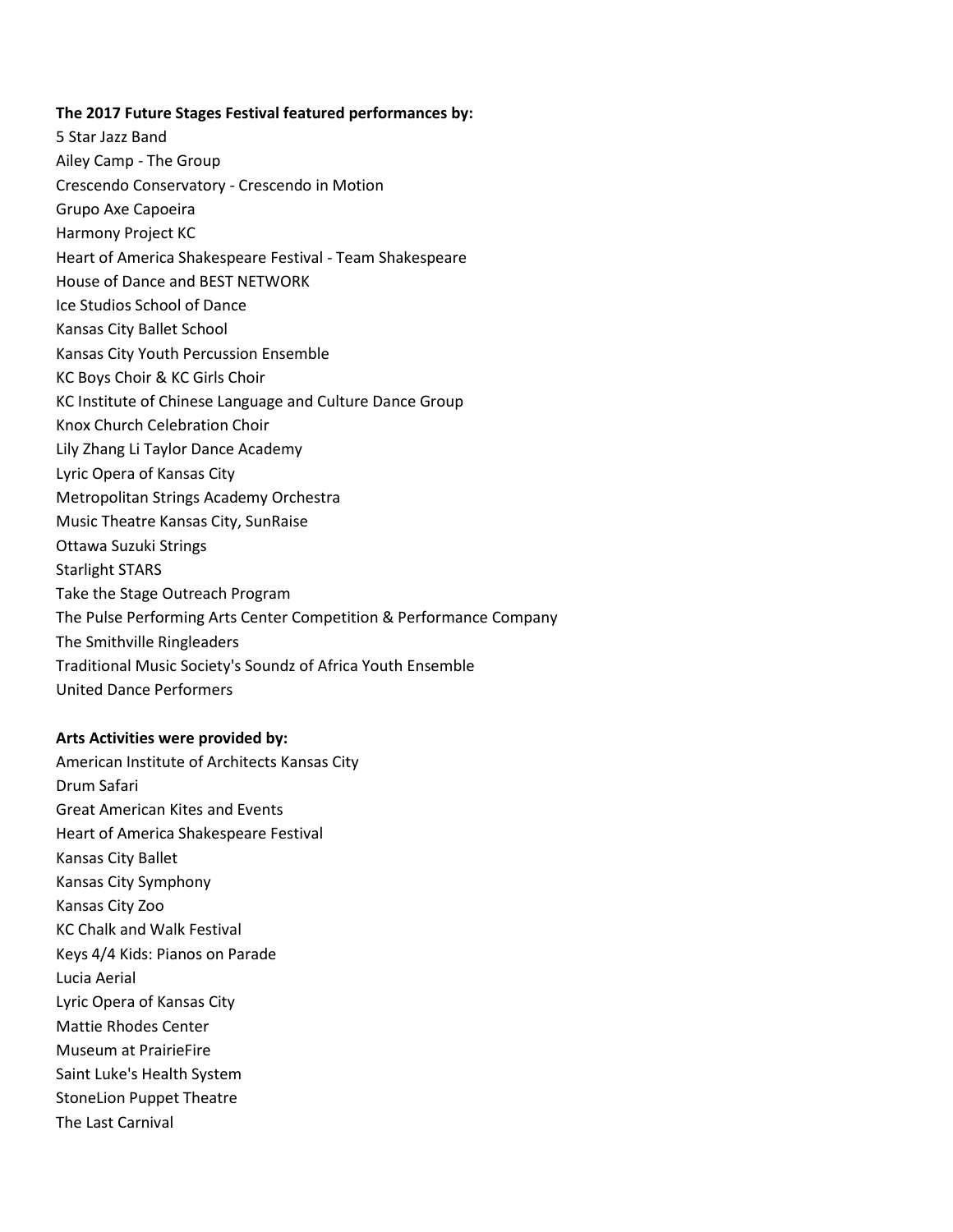**The 2017 Future Stages Festival featured performances by:**

5 Star Jazz Band
Ailey Camp - The Group
Crescendo Conservatory - Crescendo in Motion
Grupo Axe Capoeira
Harmony Project KC
Heart of America Shakespeare Festival - Team Shakespeare
House of Dance and BEST NETWORK
Ice Studios School of Dance
Kansas City Ballet School
Kansas City Youth Percussion Ensemble
KC Boys Choir & KC Girls Choir
KC Institute of Chinese Language and Culture Dance Group
Knox Church Celebration Choir
Lily Zhang Li Taylor Dance Academy
Lyric Opera of Kansas City
Metropolitan Strings Academy Orchestra
Music Theatre Kansas City, SunRaise
Ottawa Suzuki Strings
Starlight STARS
Take the Stage Outreach Program
The Pulse Performing Arts Center Competition & Performance Company
The Smithville Ringleaders
Traditional Music Society's Soundz of Africa Youth Ensemble
United Dance Performers

**Arts Activities were provided by:**

American Institute of Architects Kansas City
Drum Safari
Great American Kites and Events
Heart of America Shakespeare Festival
Kansas City Ballet
Kansas City Symphony
Kansas City Zoo
KC Chalk and Walk Festival
Keys 4/4 Kids: Pianos on Parade
Lucia Aerial
Lyric Opera of Kansas City
Mattie Rhodes Center
Museum at PrairieFire
Saint Luke's Health System
StoneLion Puppet Theatre
The Last Carnival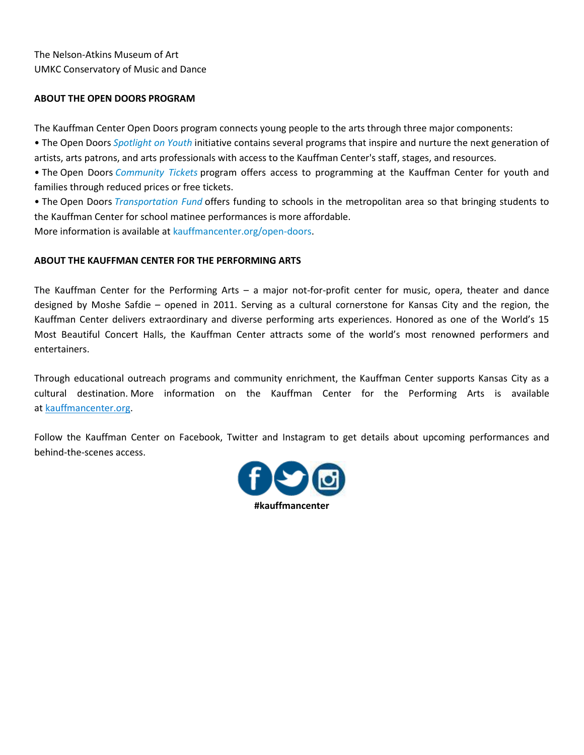The Nelson-Atkins Museum of Art
UMKC Conservatory of Music and Dance

**ABOUT THE OPEN DOORS PROGRAM**

The Kauffman Center Open Doors program connects young people to the arts through three major components:

- The Open Doors *Spotlight on Youth* initiative contains several programs that inspire and nurture the next generation of artists, arts patrons, and arts professionals with access to the Kauffman Center's staff, stages, and resources.
- The Open Doors *Community Tickets* program offers access to programming at the Kauffman Center for youth and families through reduced prices or free tickets.
- The Open Doors *Transportation Fund* offers funding to schools in the metropolitan area so that bringing students to the Kauffman Center for school matinee performances is more affordable.

More information is available at kauffmancenter.org/open-doors.

**ABOUT THE KAUFFMAN CENTER FOR THE PERFORMING ARTS**

The Kauffman Center for the Performing Arts – a major not-for-profit center for music, opera, theater and dance designed by Moshe Safdie – opened in 2011. Serving as a cultural cornerstone for Kansas City and the region, the Kauffman Center delivers extraordinary and diverse performing arts experiences. Honored as one of the World's 15 Most Beautiful Concert Halls, the Kauffman Center attracts some of the world's most renowned performers and entertainers.

Through educational outreach programs and community enrichment, the Kauffman Center supports Kansas City as a cultural destination. More information on the Kauffman Center for the Performing Arts is available at kauffmancenter.org.

Follow the Kauffman Center on Facebook, Twitter and Instagram to get details about upcoming performances and behind-the-scenes access.

**#kauffmancenter**